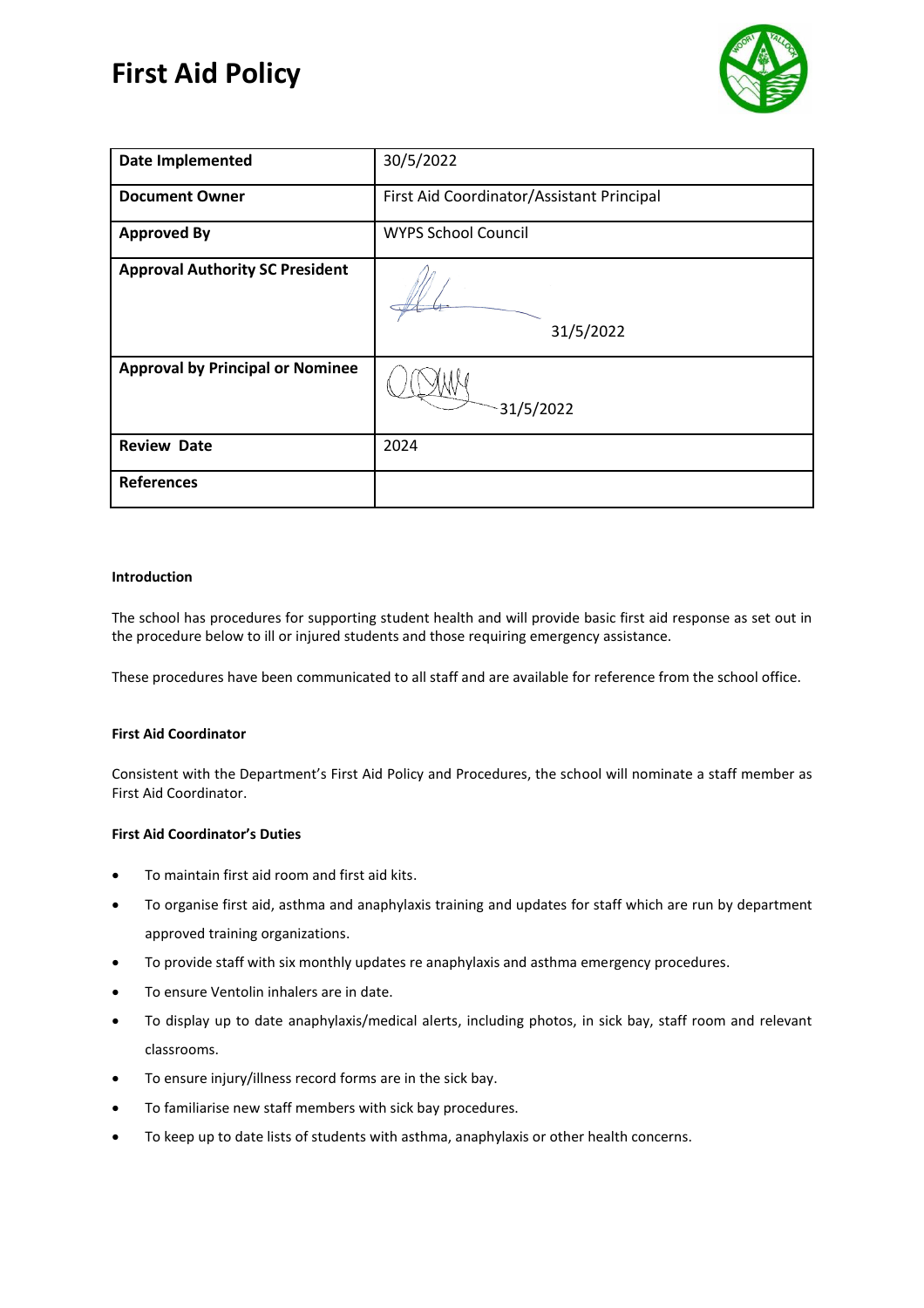# First Aid Policy

| | |
|---|---|
| **Date Implemented** | 30/5/2022 |
| **Document Owner** | First Aid Coordinator/Assistant Principal |
| **Approved By** | WYPS School Council |
| **Approval Authority SC President** | 31/5/2022 |
| **Approval by Principal or Nominee** | 31/5/2022 |
| **Review Date** | 2024 |
| **References** | |

**Introduction**

The school has procedures for supporting student health and will provide basic first aid response as set out in the procedure below to ill or injured students and those requiring emergency assistance.

These procedures have been communicated to all staff and are available for reference from the school office.

**First Aid Coordinator**

Consistent with the Department's First Aid Policy and Procedures, the school will nominate a staff member as First Aid Coordinator.

**First Aid Coordinator's Duties**

- To maintain first aid room and first aid kits.
- To organise first aid, asthma and anaphylaxis training and updates for staff which are run by department approved training organizations.
- To provide staff with six monthly updates re anaphylaxis and asthma emergency procedures.
- To ensure Ventolin inhalers are in date.
- To display up to date anaphylaxis/medical alerts, including photos, in sick bay, staff room and relevant classrooms.
- To ensure injury/illness record forms are in the sick bay.
- To familiarise new staff members with sick bay procedures.
- To keep up to date lists of students with asthma, anaphylaxis or other health concerns.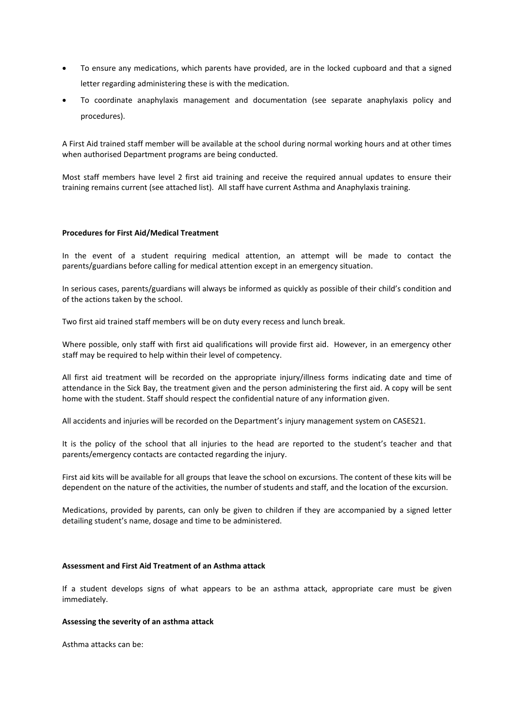- To ensure any medications, which parents have provided, are in the locked cupboard and that a signed letter regarding administering these is with the medication.
- To coordinate anaphylaxis management and documentation (see separate anaphylaxis policy and procedures).

A First Aid trained staff member will be available at the school during normal working hours and at other times when authorised Department programs are being conducted.

Most staff members have level 2 first aid training and receive the required annual updates to ensure their training remains current (see attached list). All staff have current Asthma and Anaphylaxis training.

**Procedures for First Aid/Medical Treatment**

In the event of a student requiring medical attention, an attempt will be made to contact the parents/guardians before calling for medical attention except in an emergency situation.

In serious cases, parents/guardians will always be informed as quickly as possible of their child's condition and of the actions taken by the school.

Two first aid trained staff members will be on duty every recess and lunch break.

Where possible, only staff with first aid qualifications will provide first aid. However, in an emergency other staff may be required to help within their level of competency.

All first aid treatment will be recorded on the appropriate injury/illness forms indicating date and time of attendance in the Sick Bay, the treatment given and the person administering the first aid. A copy will be sent home with the student. Staff should respect the confidential nature of any information given.

All accidents and injuries will be recorded on the Department's injury management system on CASES21.

It is the policy of the school that all injuries to the head are reported to the student's teacher and that parents/emergency contacts are contacted regarding the injury.

First aid kits will be available for all groups that leave the school on excursions. The content of these kits will be dependent on the nature of the activities, the number of students and staff, and the location of the excursion.

Medications, provided by parents, can only be given to children if they are accompanied by a signed letter detailing student's name, dosage and time to be administered.

**Assessment and First Aid Treatment of an Asthma attack**

If a student develops signs of what appears to be an asthma attack, appropriate care must be given immediately.

**Assessing the severity of an asthma attack**

Asthma attacks can be: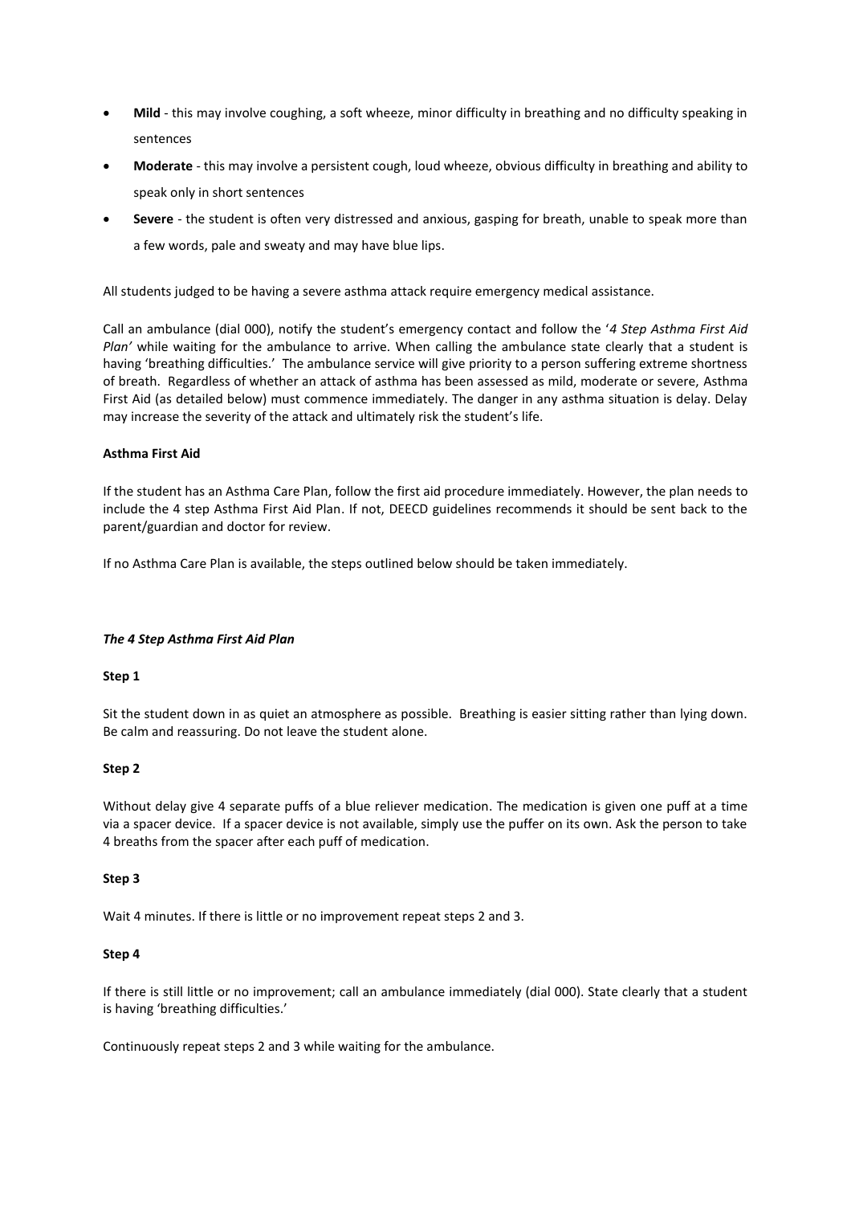- **Mild** - this may involve coughing, a soft wheeze, minor difficulty in breathing and no difficulty speaking in sentences
- **Moderate** - this may involve a persistent cough, loud wheeze, obvious difficulty in breathing and ability to speak only in short sentences
- **Severe** - the student is often very distressed and anxious, gasping for breath, unable to speak more than a few words, pale and sweaty and may have blue lips.

All students judged to be having a severe asthma attack require emergency medical assistance.

Call an ambulance (dial 000), notify the student's emergency contact and follow the '*4 Step Asthma First Aid Plan'* while waiting for the ambulance to arrive. When calling the ambulance state clearly that a student is having 'breathing difficulties.' The ambulance service will give priority to a person suffering extreme shortness of breath. Regardless of whether an attack of asthma has been assessed as mild, moderate or severe, Asthma First Aid (as detailed below) must commence immediately. The danger in any asthma situation is delay. Delay may increase the severity of the attack and ultimately risk the student's life.

**Asthma First Aid**

If the student has an Asthma Care Plan, follow the first aid procedure immediately. However, the plan needs to include the 4 step Asthma First Aid Plan. If not, DEECD guidelines recommends it should be sent back to the parent/guardian and doctor for review.

If no Asthma Care Plan is available, the steps outlined below should be taken immediately.

***The 4 Step Asthma First Aid Plan***

**Step 1**

Sit the student down in as quiet an atmosphere as possible. Breathing is easier sitting rather than lying down. Be calm and reassuring. Do not leave the student alone.

**Step 2**

Without delay give 4 separate puffs of a blue reliever medication. The medication is given one puff at a time via a spacer device. If a spacer device is not available, simply use the puffer on its own. Ask the person to take 4 breaths from the spacer after each puff of medication.

**Step 3**

Wait 4 minutes. If there is little or no improvement repeat steps 2 and 3.

**Step 4**

If there is still little or no improvement; call an ambulance immediately (dial 000). State clearly that a student is having 'breathing difficulties.'

Continuously repeat steps 2 and 3 while waiting for the ambulance.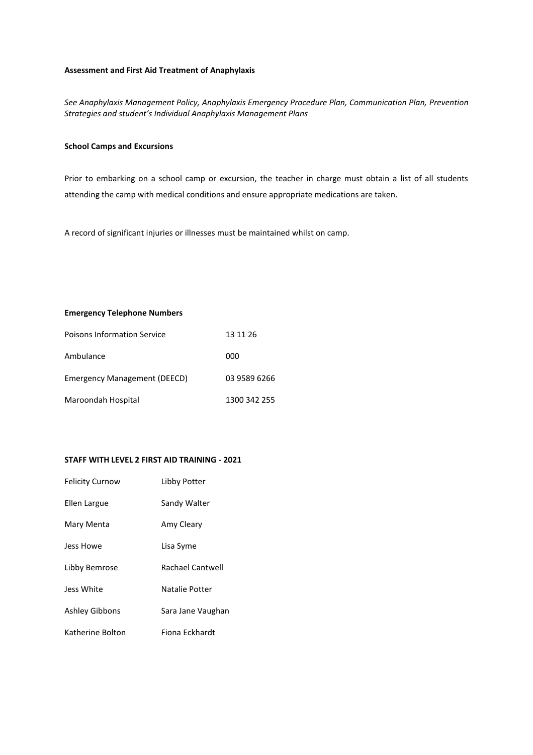**Assessment and First Aid Treatment of Anaphylaxis**

*See Anaphylaxis Management Policy, Anaphylaxis Emergency Procedure Plan, Communication Plan, Prevention Strategies and student's Individual Anaphylaxis Management Plans*

**School Camps and Excursions**

Prior to embarking on a school camp or excursion, the teacher in charge must obtain a list of all students attending the camp with medical conditions and ensure appropriate medications are taken.

A record of significant injuries or illnesses must be maintained whilst on camp.

**Emergency Telephone Numbers**

| | |
|---|---|
| Poisons Information Service | 13 11 26 |
| Ambulance | 000 |
| Emergency Management (DEECD) | 03 9589 6266 |
| Maroondah Hospital | 1300 342 255 |

**STAFF WITH LEVEL 2 FIRST AID TRAINING - 2021**

| | |
|---|---|
| Felicity Curnow | Libby Potter |
| Ellen Largue | Sandy Walter |
| Mary Menta | Amy Cleary |
| Jess Howe | Lisa Syme |
| Libby Bemrose | Rachael Cantwell |
| Jess White | Natalie Potter |
| Ashley Gibbons | Sara Jane Vaughan |
| Katherine Bolton | Fiona Eckhardt |